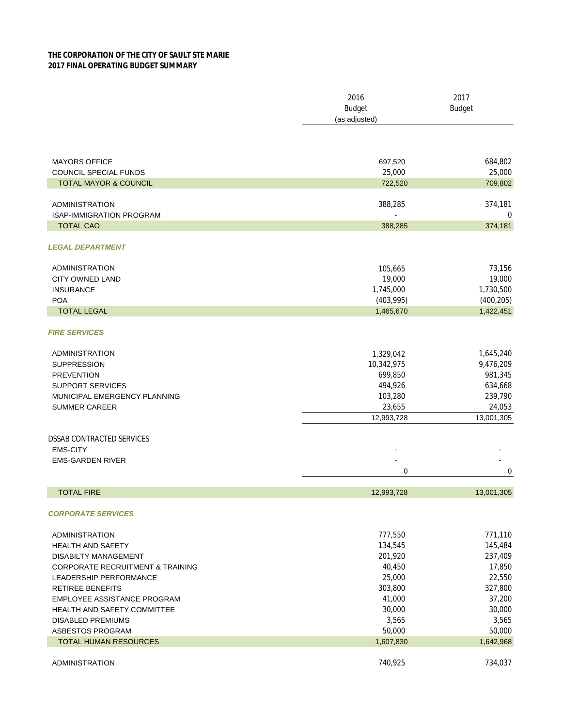**THE CORPORATION OF THE CITY OF SAULT STE MARIE**
**2017 FINAL OPERATING BUDGET SUMMARY**

| | 2016 Budget (as adjusted) | 2017 Budget |
|---|---|---|
| MAYORS OFFICE | 697,520 | 684,802 |
| COUNCIL SPECIAL FUNDS | 25,000 | 25,000 |
| TOTAL MAYOR & COUNCIL | 722,520 | 709,802 |
| | | |
| ADMINISTRATION | 388,285 | 374,181 |
| ISAP-IMMIGRATION PROGRAM | - | 0 |
| TOTAL CAO | 388,285 | 374,181 |
| | | |
| ***LEGAL DEPARTMENT*** | | |
| ADMINISTRATION | 105,665 | 73,156 |
| CITY OWNED LAND | 19,000 | 19,000 |
| INSURANCE | 1,745,000 | 1,730,500 |
| POA | (403,995) | (400,205) |
| TOTAL LEGAL | 1,465,670 | 1,422,451 |
| | | |
| ***FIRE SERVICES*** | | |
| ADMINISTRATION | 1,329,042 | 1,645,240 |
| SUPPRESSION | 10,342,975 | 9,476,209 |
| PREVENTION | 699,850 | 981,345 |
| SUPPORT SERVICES | 494,926 | 634,668 |
| MUNICIPAL EMERGENCY PLANNING | 103,280 | 239,790 |
| SUMMER CAREER | 23,655 | 24,053 |
| | 12,993,728 | 13,001,305 |
| | | |
| DSSAB CONTRACTED SERVICES | | |
| EMS-CITY | - | - |
| EMS-GARDEN RIVER | - | - |
| | 0 | 0 |
| | | |
| TOTAL FIRE | 12,993,728 | 13,001,305 |
| | | |
| ***CORPORATE SERVICES*** | | |
| ADMINISTRATION | 777,550 | 771,110 |
| HEALTH AND SAFETY | 134,545 | 145,484 |
| DISABILTY MANAGEMENT | 201,920 | 237,409 |
| CORPORATE RECRUITMENT & TRAINING | 40,450 | 17,850 |
| LEADERSHIP PERFORMANCE | 25,000 | 22,550 |
| RETIREE BENEFITS | 303,800 | 327,800 |
| EMPLOYEE ASSISTANCE PROGRAM | 41,000 | 37,200 |
| HEALTH AND SAFETY COMMITTEE | 30,000 | 30,000 |
| DISABLED PREMIUMS | 3,565 | 3,565 |
| ASBESTOS PROGRAM | 50,000 | 50,000 |
| TOTAL HUMAN RESOURCES | 1,607,830 | 1,642,968 |
| | | |
| ADMINISTRATION | 740,925 | 734,037 |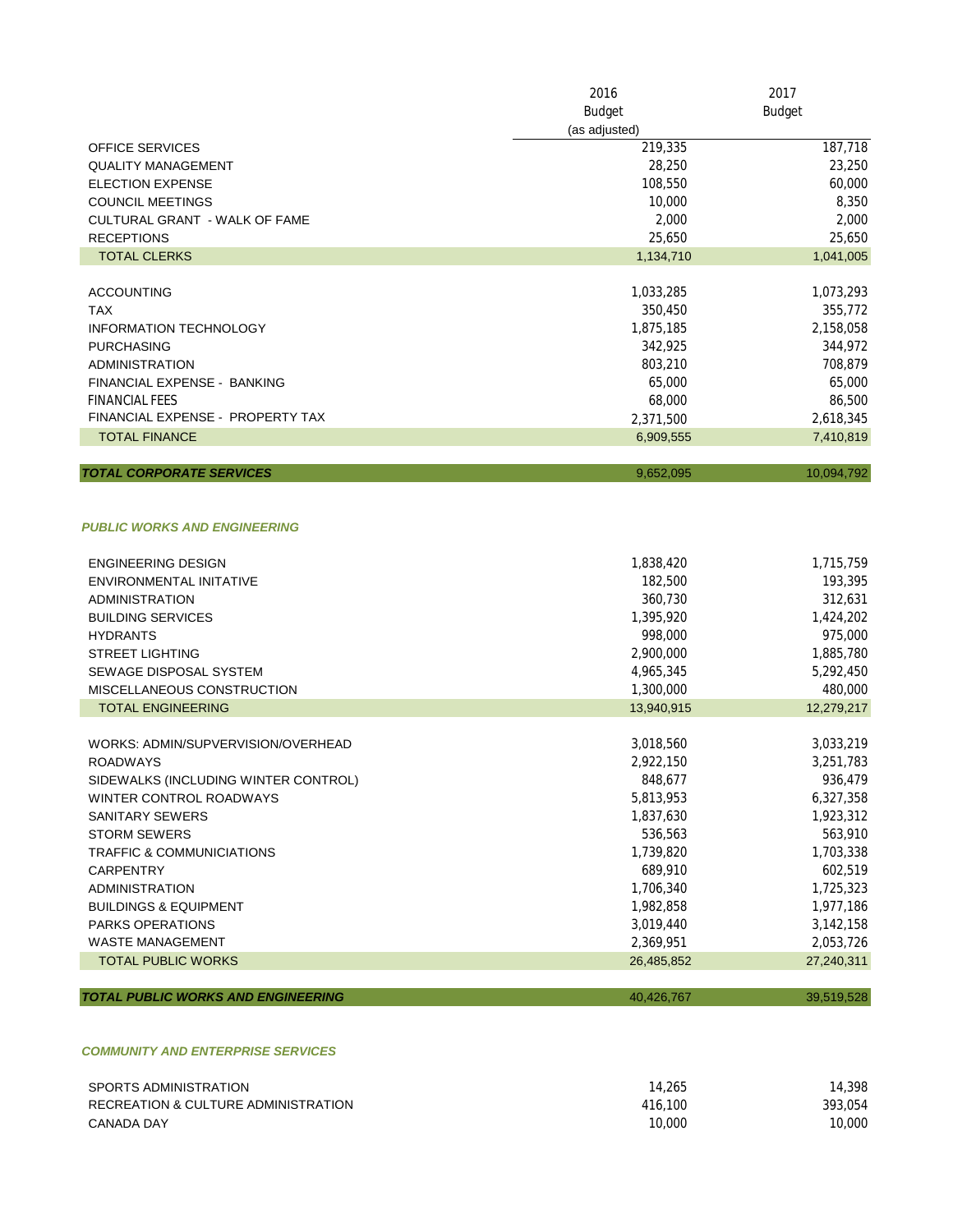| | 2016 Budget (as adjusted) | 2017 Budget |
|---|---|---|
| OFFICE SERVICES | 219,335 | 187,718 |
| QUALITY MANAGEMENT | 28,250 | 23,250 |
| ELECTION EXPENSE | 108,550 | 60,000 |
| COUNCIL MEETINGS | 10,000 | 8,350 |
| CULTURAL GRANT - WALK OF FAME | 2,000 | 2,000 |
| RECEPTIONS | 25,650 | 25,650 |
| TOTAL CLERKS | 1,134,710 | 1,041,005 |
| | | |
| ACCOUNTING | 1,033,285 | 1,073,293 |
| TAX | 350,450 | 355,772 |
| INFORMATION TECHNOLOGY | 1,875,185 | 2,158,058 |
| PURCHASING | 342,925 | 344,972 |
| ADMINISTRATION | 803,210 | 708,879 |
| FINANCIAL EXPENSE - BANKING | 65,000 | 65,000 |
| FINANCIAL FEES | 68,000 | 86,500 |
| FINANCIAL EXPENSE - PROPERTY TAX | 2,371,500 | 2,618,345 |
| TOTAL FINANCE | 6,909,555 | 7,410,819 |
| | | |
| ***TOTAL CORPORATE SERVICES*** | 9,652,095 | 10,094,792 |
| | | |
| ***PUBLIC WORKS AND ENGINEERING*** | | |
| | | |
| ENGINEERING DESIGN | 1,838,420 | 1,715,759 |
| ENVIRONMENTAL INITATIVE | 182,500 | 193,395 |
| ADMINISTRATION | 360,730 | 312,631 |
| BUILDING SERVICES | 1,395,920 | 1,424,202 |
| HYDRANTS | 998,000 | 975,000 |
| STREET LIGHTING | 2,900,000 | 1,885,780 |
| SEWAGE DISPOSAL SYSTEM | 4,965,345 | 5,292,450 |
| MISCELLANEOUS CONSTRUCTION | 1,300,000 | 480,000 |
| TOTAL ENGINEERING | 13,940,915 | 12,279,217 |
| | | |
| WORKS: ADMIN/SUPVERVISION/OVERHEAD | 3,018,560 | 3,033,219 |
| ROADWAYS | 2,922,150 | 3,251,783 |
| SIDEWALKS (INCLUDING WINTER CONTROL) | 848,677 | 936,479 |
| WINTER CONTROL ROADWAYS | 5,813,953 | 6,327,358 |
| SANITARY SEWERS | 1,837,630 | 1,923,312 |
| STORM SEWERS | 536,563 | 563,910 |
| TRAFFIC & COMMUNICIATIONS | 1,739,820 | 1,703,338 |
| CARPENTRY | 689,910 | 602,519 |
| ADMINISTRATION | 1,706,340 | 1,725,323 |
| BUILDINGS & EQUIPMENT | 1,982,858 | 1,977,186 |
| PARKS OPERATIONS | 3,019,440 | 3,142,158 |
| WASTE MANAGEMENT | 2,369,951 | 2,053,726 |
| TOTAL PUBLIC WORKS | 26,485,852 | 27,240,311 |
| | | |
| ***TOTAL PUBLIC WORKS AND ENGINEERING*** | 40,426,767 | 39,519,528 |
| | | |
| ***COMMUNITY AND ENTERPRISE SERVICES*** | | |
| | | |
| SPORTS ADMINISTRATION | 14,265 | 14,398 |
| RECREATION & CULTURE ADMINISTRATION | 416,100 | 393,054 |
| CANADA DAY | 10,000 | 10,000 |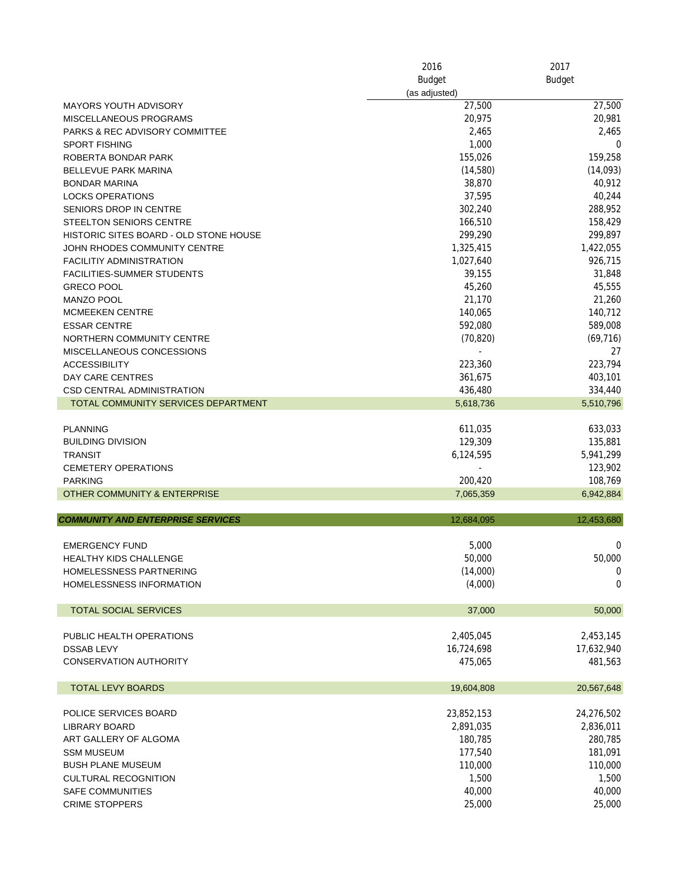| | 2016 Budget (as adjusted) | 2017 Budget |
|---|---|---|
| MAYORS YOUTH ADVISORY | 27,500 | 27,500 |
| MISCELLANEOUS PROGRAMS | 20,975 | 20,981 |
| PARKS & REC ADVISORY COMMITTEE | 2,465 | 2,465 |
| SPORT FISHING | 1,000 | 0 |
| ROBERTA BONDAR PARK | 155,026 | 159,258 |
| BELLEVUE PARK MARINA | (14,580) | (14,093) |
| BONDAR MARINA | 38,870 | 40,912 |
| LOCKS OPERATIONS | 37,595 | 40,244 |
| SENIORS DROP IN CENTRE | 302,240 | 288,952 |
| STEELTON SENIORS CENTRE | 166,510 | 158,429 |
| HISTORIC SITES BOARD - OLD STONE HOUSE | 299,290 | 299,897 |
| JOHN RHODES COMMUNITY CENTRE | 1,325,415 | 1,422,055 |
| FACILITIY ADMINISTRATION | 1,027,640 | 926,715 |
| FACILITIES-SUMMER STUDENTS | 39,155 | 31,848 |
| GRECO POOL | 45,260 | 45,555 |
| MANZO POOL | 21,170 | 21,260 |
| MCMEEKEN CENTRE | 140,065 | 140,712 |
| ESSAR CENTRE | 592,080 | 589,008 |
| NORTHERN COMMUNITY CENTRE | (70,820) | (69,716) |
| MISCELLANEOUS CONCESSIONS | - | 27 |
| ACCESSIBILITY | 223,360 | 223,794 |
| DAY CARE CENTRES | 361,675 | 403,101 |
| CSD CENTRAL ADMINISTRATION | 436,480 | 334,440 |
| TOTAL COMMUNITY SERVICES DEPARTMENT | 5,618,736 | 5,510,796 |
| | | |
| PLANNING | 611,035 | 633,033 |
| BUILDING DIVISION | 129,309 | 135,881 |
| TRANSIT | 6,124,595 | 5,941,299 |
| CEMETERY OPERATIONS | - | 123,902 |
| PARKING | 200,420 | 108,769 |
| OTHER COMMUNITY & ENTERPRISE | 7,065,359 | 6,942,884 |
| | | |
| ***COMMUNITY AND ENTERPRISE SERVICES*** | 12,684,095 | 12,453,680 |
| | | |
| EMERGENCY FUND | 5,000 | 0 |
| HEALTHY KIDS CHALLENGE | 50,000 | 50,000 |
| HOMELESSNESS PARTNERING | (14,000) | 0 |
| HOMELESSNESS INFORMATION | (4,000) | 0 |
| | | |
| TOTAL SOCIAL SERVICES | 37,000 | 50,000 |
| | | |
| PUBLIC HEALTH OPERATIONS | 2,405,045 | 2,453,145 |
| DSSAB LEVY | 16,724,698 | 17,632,940 |
| CONSERVATION AUTHORITY | 475,065 | 481,563 |
| | | |
| TOTAL LEVY BOARDS | 19,604,808 | 20,567,648 |
| | | |
| POLICE SERVICES BOARD | 23,852,153 | 24,276,502 |
| LIBRARY BOARD | 2,891,035 | 2,836,011 |
| ART GALLERY OF ALGOMA | 180,785 | 280,785 |
| SSM MUSEUM | 177,540 | 181,091 |
| BUSH PLANE MUSEUM | 110,000 | 110,000 |
| CULTURAL RECOGNITION | 1,500 | 1,500 |
| SAFE COMMUNITIES | 40,000 | 40,000 |
| CRIME STOPPERS | 25,000 | 25,000 |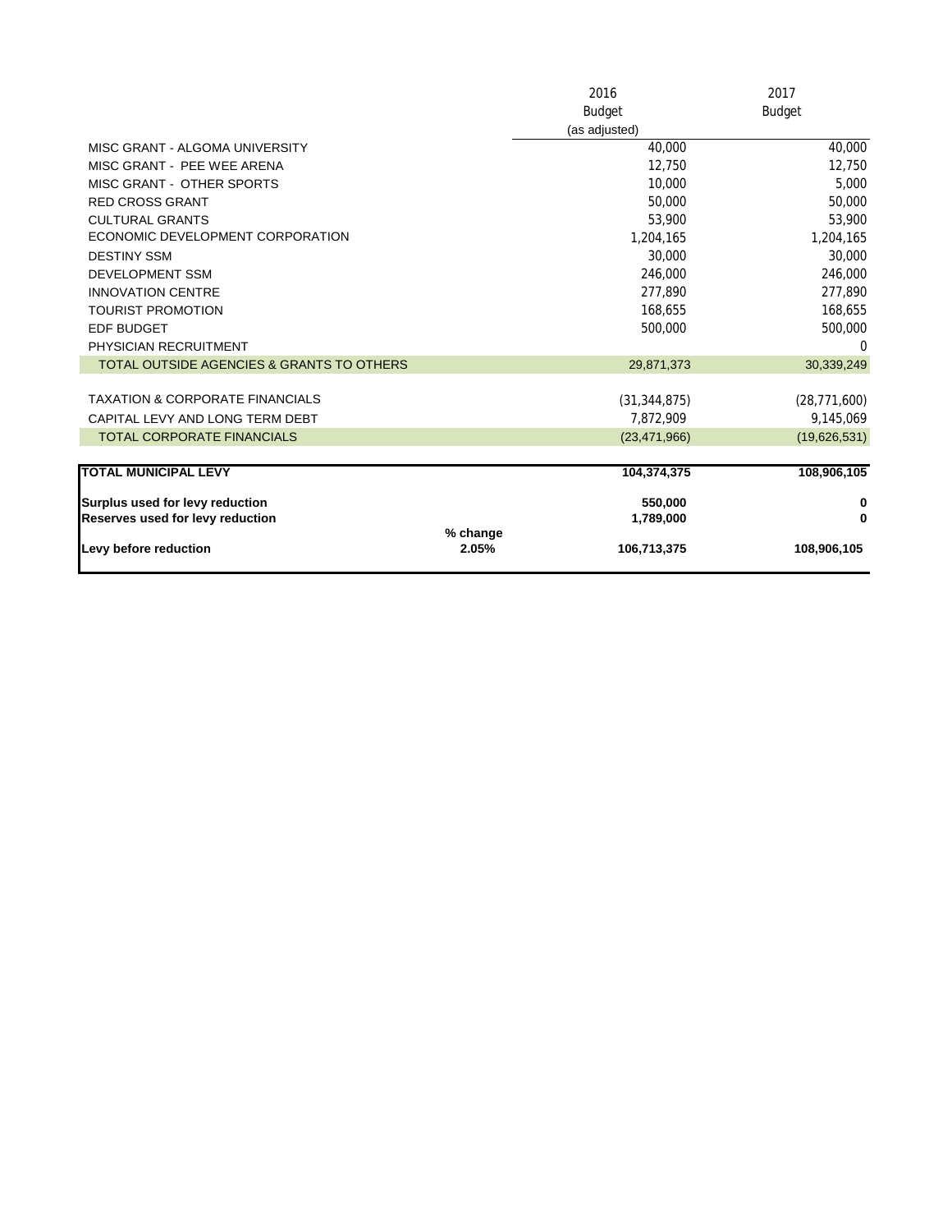| | | 2016 Budget (as adjusted) | 2017 Budget |
|---|---|---|---|
| MISC GRANT - ALGOMA UNIVERSITY | | 40,000 | 40,000 |
| MISC GRANT - PEE WEE ARENA | | 12,750 | 12,750 |
| MISC GRANT - OTHER SPORTS | | 10,000 | 5,000 |
| RED CROSS GRANT | | 50,000 | 50,000 |
| CULTURAL GRANTS | | 53,900 | 53,900 |
| ECONOMIC DEVELOPMENT CORPORATION | | 1,204,165 | 1,204,165 |
| DESTINY SSM | | 30,000 | 30,000 |
| DEVELOPMENT SSM | | 246,000 | 246,000 |
| INNOVATION CENTRE | | 277,890 | 277,890 |
| TOURIST PROMOTION | | 168,655 | 168,655 |
| EDF BUDGET | | 500,000 | 500,000 |
| PHYSICIAN RECRUITMENT | | | 0 |
| TOTAL OUTSIDE AGENCIES & GRANTS TO OTHERS | | 29,871,373 | 30,339,249 |
| | | | |
| TAXATION & CORPORATE FINANCIALS | | (31,344,875) | (28,771,600) |
| CAPITAL LEVY AND LONG TERM DEBT | | 7,872,909 | 9,145,069 |
| TOTAL CORPORATE FINANCIALS | | (23,471,966) | (19,626,531) |
| | | | |
| **TOTAL MUNICIPAL LEVY** | | **104,374,375** | **108,906,105** |
| | | | |
| **Surplus used for levy reduction** | | **550,000** | **0** |
| **Reserves used for levy reduction** | | **1,789,000** | **0** |
| | **% change** | | |
| **Levy before reduction** | **2.05%** | **106,713,375** | **108,906,105** |